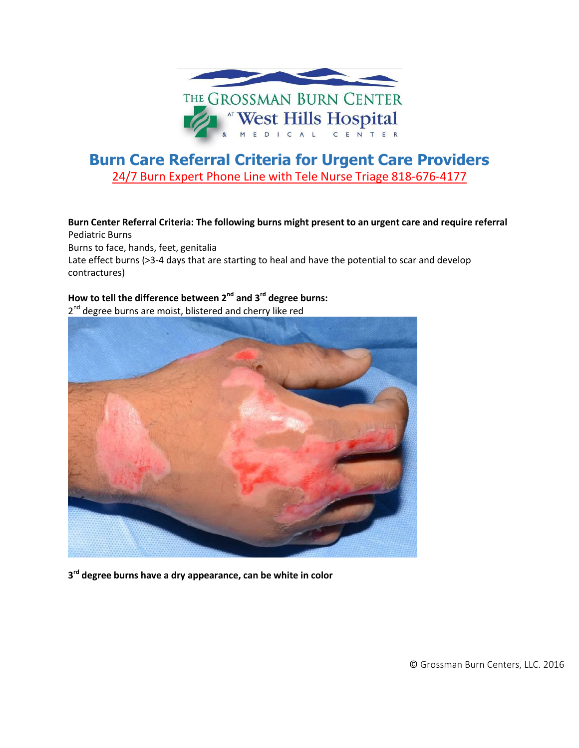# Burn Care Referral Criteria for Urgent Care Providers

24/7 Burn Expert Phone Line with Tele Nurse Triage 818-676-4177

**Burn Center Referral Criteria: The following burns might present to an urgent care and require referral**

Pediatric Burns

Burns to face, hands, feet, genitalia

Late effect burns (>3-4 days that are starting to heal and have the potential to scar and develop contractures)

**How to tell the difference between 2nd and 3rd degree burns:**

2nd degree burns are moist, blistered and cherry like red

**3rd degree burns have a dry appearance, can be white in color**

© Grossman Burn Centers, LLC. 2016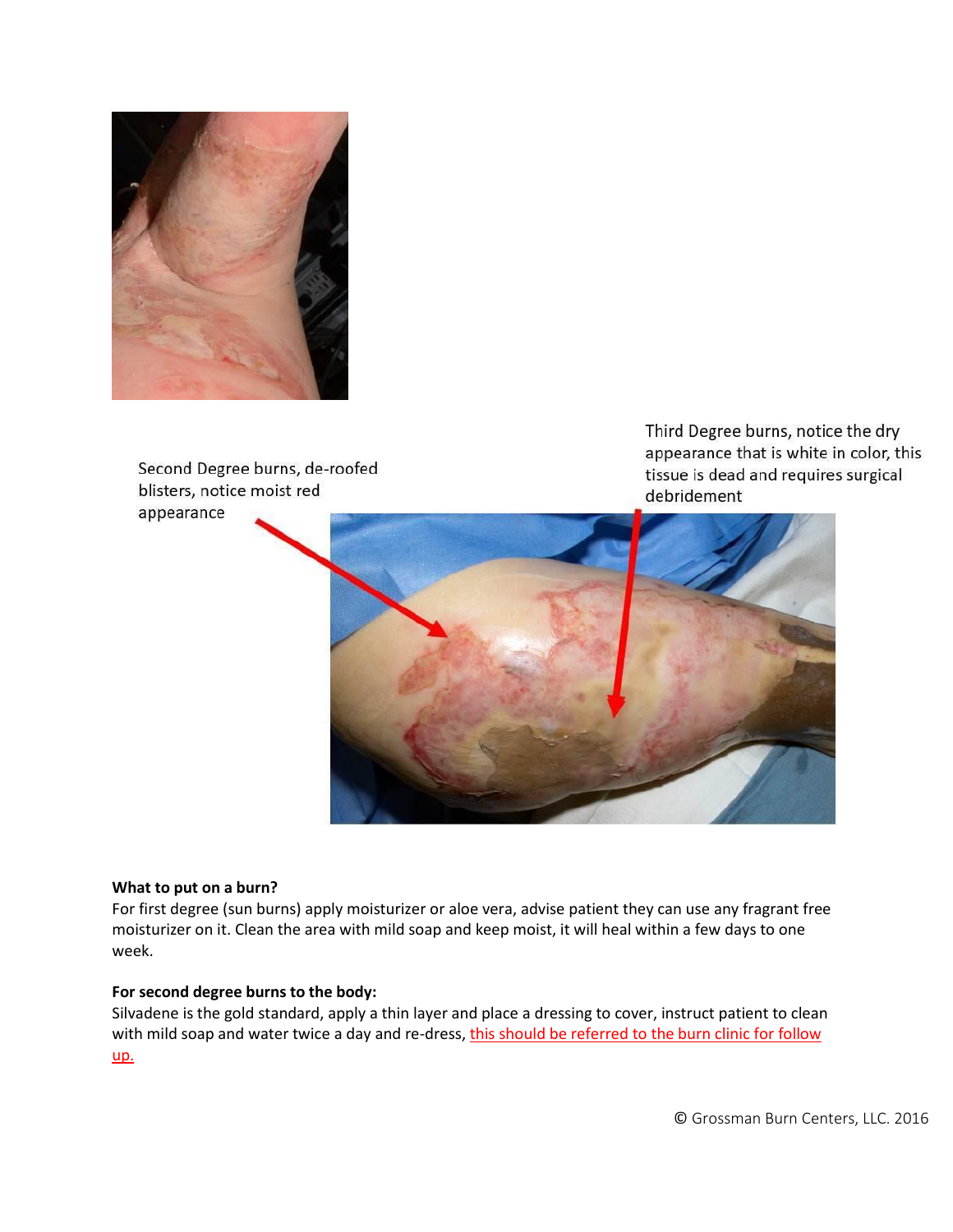Second Degree burns, de-roofed blisters, notice moist red appearance

Third Degree burns, notice the dry appearance that is white in color, this tissue is dead and requires surgical debridement

**What to put on a burn?**

For first degree (sun burns) apply moisturizer or aloe vera, advise patient they can use any fragrant free moisturizer on it. Clean the area with mild soap and keep moist, it will heal within a few days to one week.

**For second degree burns to the body:**

Silvadene is the gold standard, apply a thin layer and place a dressing to cover, instruct patient to clean with mild soap and water twice a day and re-dress, this should be referred to the burn clinic for follow up.

© Grossman Burn Centers, LLC. 2016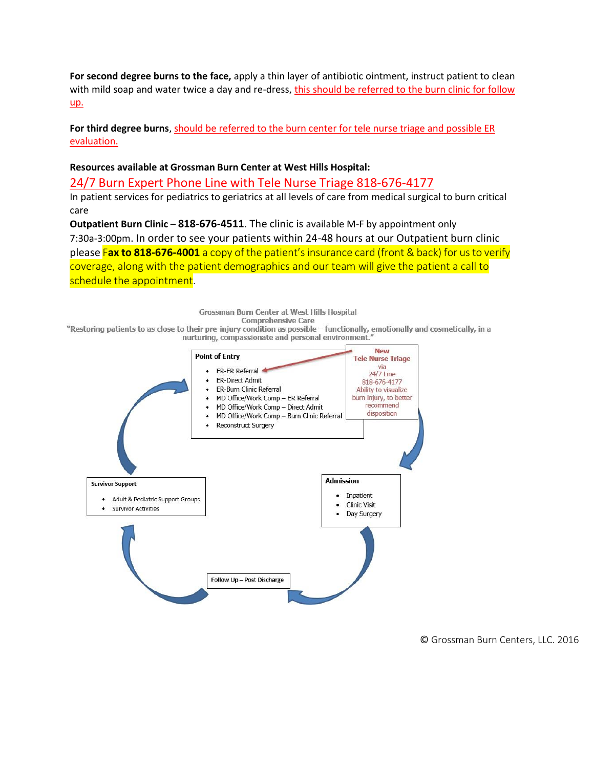**For second degree burns to the face,** apply a thin layer of antibiotic ointment, instruct patient to clean with mild soap and water twice a day and re-dress, this should be referred to the burn clinic for follow up.

**For third degree burns**, should be referred to the burn center for tele nurse triage and possible ER evaluation.

**Resources available at Grossman Burn Center at West Hills Hospital:**

24/7 Burn Expert Phone Line with Tele Nurse Triage 818-676-4177

In patient services for pediatrics to geriatrics at all levels of care from medical surgical to burn critical care

**Outpatient Burn Clinic** – **818-676-4511**. The clinic is available M-F by appointment only 7:30a-3:00pm. In order to see your patients within 24-48 hours at our Outpatient burn clinic please F**ax to 818-676-4001** a copy of the patient's insurance card (front & back) for us to verify coverage, along with the patient demographics and our team will give the patient a call to schedule the appointment.

Grossman Burn Center at West Hills Hospital

Comprehensive Care

"Restoring patients to as close to their pre-injury condition as possible – functionally, emotionally and cosmetically, in a nurturing, compassionate and personal environment."

Point of Entry
- ER-ER Referral
- ER-Direct Admit
- ER-Burn Clinic Referral
- MD Office/Work Comp – ER Referral
- MD Office/Work Comp – Direct Admit
- MD Office/Work Comp – Burn Clinic Referral
- Reconstruct Surgery

New
Tele Nurse Triage
via
24/7 Line
818-676-4177
Ability to visualize burn injury, to better recommend disposition

Admission
- Inpatient
- Clinic Visit
- Day Surgery

Follow Up – Post Discharge

Survivor Support
- Adult & Pediatric Support Groups
- Survivor Activities

© Grossman Burn Centers, LLC. 2016